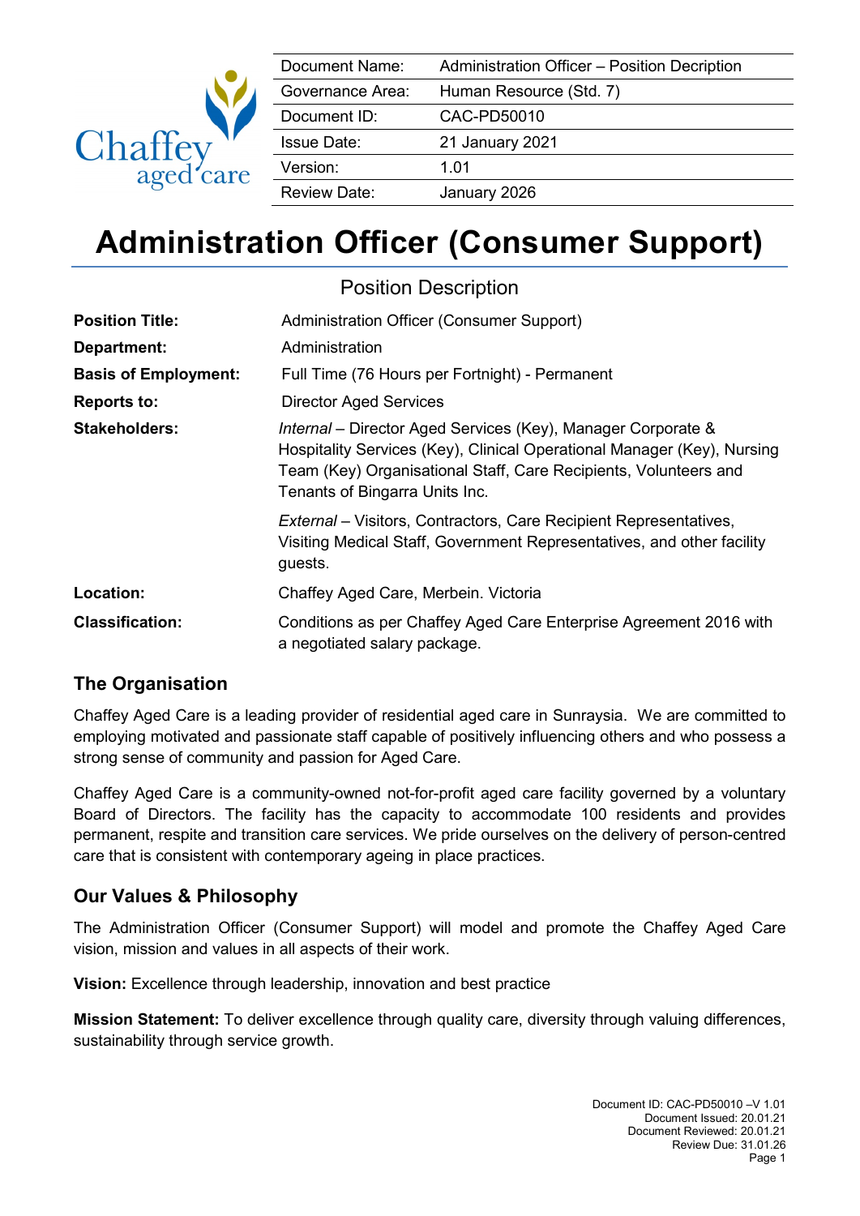| Document Name: | Administration Officer – Position Decription |
| --- | --- |
| Governance Area: | Human Resource (Std. 7) |
| Document ID: | CAC-PD50010 |
| Issue Date: | 21 January 2021 |
| Version: | 1.01 |
| Review Date: | January 2026 |

# Administration Officer (Consumer Support)

Position Description

| | |
| --- | --- |
| **Position Title:** | Administration Officer (Consumer Support) |
| **Department:** | Administration |
| **Basis of Employment:** | Full Time (76 Hours per Fortnight) - Permanent |
| **Reports to:** | Director Aged Services |
| **Stakeholders:** | *Internal* – Director Aged Services (Key), Manager Corporate & Hospitality Services (Key), Clinical Operational Manager (Key), Nursing Team (Key) Organisational Staff, Care Recipients, Volunteers and Tenants of Bingarra Units Inc.<br><br>*External* – Visitors, Contractors, Care Recipient Representatives, Visiting Medical Staff, Government Representatives, and other facility guests. |
| **Location:** | Chaffey Aged Care, Merbein. Victoria |
| **Classification:** | Conditions as per Chaffey Aged Care Enterprise Agreement 2016 with a negotiated salary package. |

## The Organisation

Chaffey Aged Care is a leading provider of residential aged care in Sunraysia. We are committed to employing motivated and passionate staff capable of positively influencing others and who possess a strong sense of community and passion for Aged Care.

Chaffey Aged Care is a community-owned not-for-profit aged care facility governed by a voluntary Board of Directors. The facility has the capacity to accommodate 100 residents and provides permanent, respite and transition care services. We pride ourselves on the delivery of person-centred care that is consistent with contemporary ageing in place practices.

## Our Values & Philosophy

The Administration Officer (Consumer Support) will model and promote the Chaffey Aged Care vision, mission and values in all aspects of their work.

**Vision:** Excellence through leadership, innovation and best practice

**Mission Statement:** To deliver excellence through quality care, diversity through valuing differences, sustainability through service growth.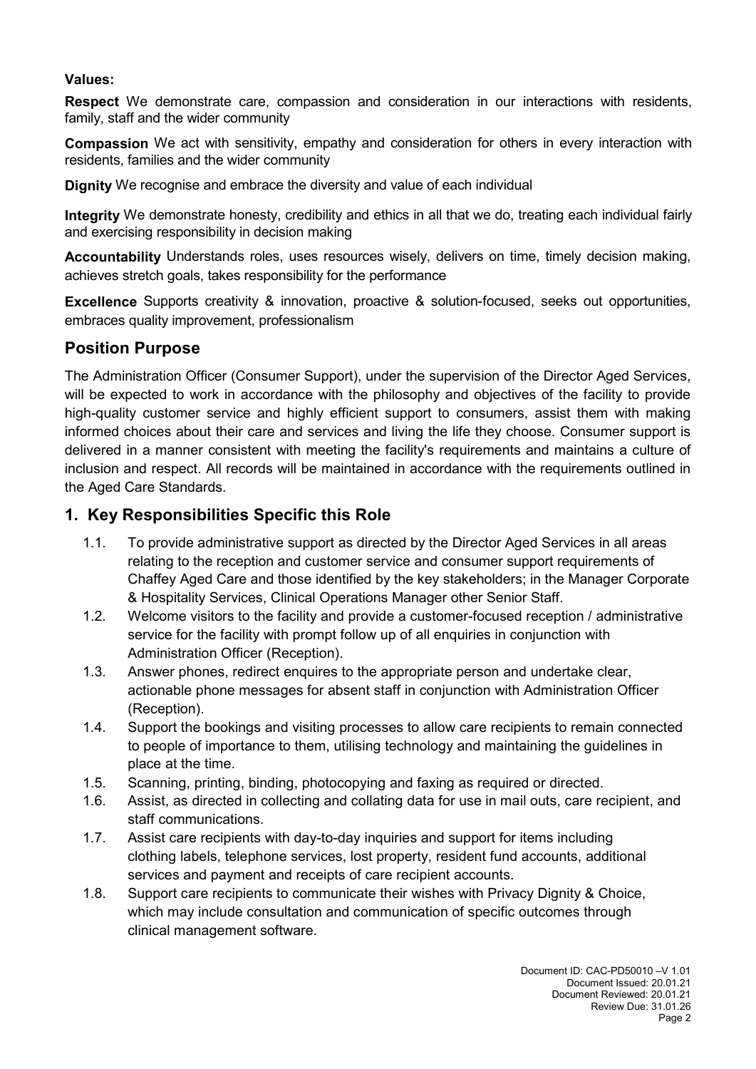**Values:**

**Respect** We demonstrate care, compassion and consideration in our interactions with residents, family, staff and the wider community

**Compassion** We act with sensitivity, empathy and consideration for others in every interaction with residents, families and the wider community

**Dignity** We recognise and embrace the diversity and value of each individual

**Integrity** We demonstrate honesty, credibility and ethics in all that we do, treating each individual fairly and exercising responsibility in decision making

**Accountability** Understands roles, uses resources wisely, delivers on time, timely decision making, achieves stretch goals, takes responsibility for the performance

**Excellence** Supports creativity & innovation, proactive & solution-focused, seeks out opportunities, embraces quality improvement, professionalism

## Position Purpose

The Administration Officer (Consumer Support), under the supervision of the Director Aged Services, will be expected to work in accordance with the philosophy and objectives of the facility to provide high-quality customer service and highly efficient support to consumers, assist them with making informed choices about their care and services and living the life they choose. Consumer support is delivered in a manner consistent with meeting the facility's requirements and maintains a culture of inclusion and respect. All records will be maintained in accordance with the requirements outlined in the Aged Care Standards.

## 1. Key Responsibilities Specific this Role

1.1. To provide administrative support as directed by the Director Aged Services in all areas relating to the reception and customer service and consumer support requirements of Chaffey Aged Care and those identified by the key stakeholders; in the Manager Corporate & Hospitality Services, Clinical Operations Manager other Senior Staff.

1.2. Welcome visitors to the facility and provide a customer-focused reception / administrative service for the facility with prompt follow up of all enquiries in conjunction with Administration Officer (Reception).

1.3. Answer phones, redirect enquires to the appropriate person and undertake clear, actionable phone messages for absent staff in conjunction with Administration Officer (Reception).

1.4. Support the bookings and visiting processes to allow care recipients to remain connected to people of importance to them, utilising technology and maintaining the guidelines in place at the time.

1.5. Scanning, printing, binding, photocopying and faxing as required or directed.

1.6. Assist, as directed in collecting and collating data for use in mail outs, care recipient, and staff communications.

1.7. Assist care recipients with day-to-day inquiries and support for items including clothing labels, telephone services, lost property, resident fund accounts, additional services and payment and receipts of care recipient accounts.

1.8. Support care recipients to communicate their wishes with Privacy Dignity & Choice, which may include consultation and communication of specific outcomes through clinical management software.

Document ID: CAC-PD50010 –V 1.01
Document Issued: 20.01.21
Document Reviewed: 20.01.21
Review Due: 31.01.26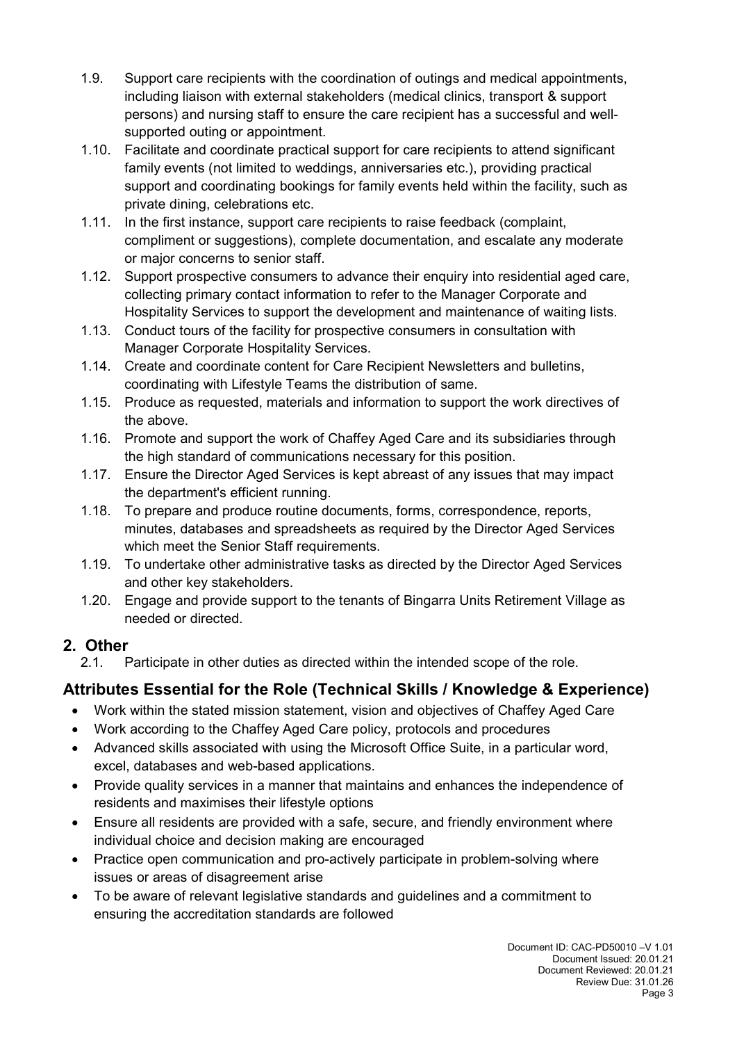1.9. Support care recipients with the coordination of outings and medical appointments, including liaison with external stakeholders (medical clinics, transport & support persons) and nursing staff to ensure the care recipient has a successful and well-supported outing or appointment.

1.10. Facilitate and coordinate practical support for care recipients to attend significant family events (not limited to weddings, anniversaries etc.), providing practical support and coordinating bookings for family events held within the facility, such as private dining, celebrations etc.

1.11. In the first instance, support care recipients to raise feedback (complaint, compliment or suggestions), complete documentation, and escalate any moderate or major concerns to senior staff.

1.12. Support prospective consumers to advance their enquiry into residential aged care, collecting primary contact information to refer to the Manager Corporate and Hospitality Services to support the development and maintenance of waiting lists.

1.13. Conduct tours of the facility for prospective consumers in consultation with Manager Corporate Hospitality Services.

1.14. Create and coordinate content for Care Recipient Newsletters and bulletins, coordinating with Lifestyle Teams the distribution of same.

1.15. Produce as requested, materials and information to support the work directives of the above.

1.16. Promote and support the work of Chaffey Aged Care and its subsidiaries through the high standard of communications necessary for this position.

1.17. Ensure the Director Aged Services is kept abreast of any issues that may impact the department's efficient running.

1.18. To prepare and produce routine documents, forms, correspondence, reports, minutes, databases and spreadsheets as required by the Director Aged Services which meet the Senior Staff requirements.

1.19. To undertake other administrative tasks as directed by the Director Aged Services and other key stakeholders.

1.20. Engage and provide support to the tenants of Bingarra Units Retirement Village as needed or directed.

## 2. Other

2.1. Participate in other duties as directed within the intended scope of the role.

## Attributes Essential for the Role (Technical Skills / Knowledge & Experience)

- Work within the stated mission statement, vision and objectives of Chaffey Aged Care
- Work according to the Chaffey Aged Care policy, protocols and procedures
- Advanced skills associated with using the Microsoft Office Suite, in a particular word, excel, databases and web-based applications.
- Provide quality services in a manner that maintains and enhances the independence of residents and maximises their lifestyle options
- Ensure all residents are provided with a safe, secure, and friendly environment where individual choice and decision making are encouraged
- Practice open communication and pro-actively participate in problem-solving where issues or areas of disagreement arise
- To be aware of relevant legislative standards and guidelines and a commitment to ensuring the accreditation standards are followed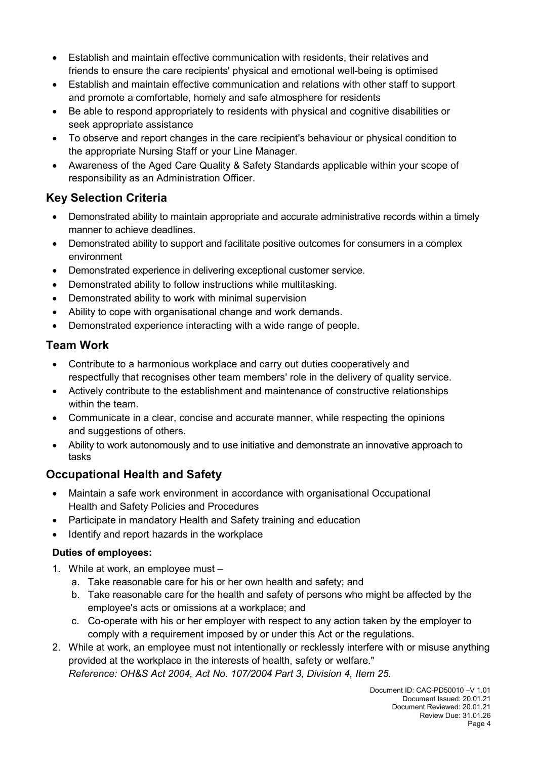- Establish and maintain effective communication with residents, their relatives and friends to ensure the care recipients' physical and emotional well-being is optimised
- Establish and maintain effective communication and relations with other staff to support and promote a comfortable, homely and safe atmosphere for residents
- Be able to respond appropriately to residents with physical and cognitive disabilities or seek appropriate assistance
- To observe and report changes in the care recipient's behaviour or physical condition to the appropriate Nursing Staff or your Line Manager.
- Awareness of the Aged Care Quality & Safety Standards applicable within your scope of responsibility as an Administration Officer.

## Key Selection Criteria

- Demonstrated ability to maintain appropriate and accurate administrative records within a timely manner to achieve deadlines.
- Demonstrated ability to support and facilitate positive outcomes for consumers in a complex environment
- Demonstrated experience in delivering exceptional customer service.
- Demonstrated ability to follow instructions while multitasking.
- Demonstrated ability to work with minimal supervision
- Ability to cope with organisational change and work demands.
- Demonstrated experience interacting with a wide range of people.

## Team Work

- Contribute to a harmonious workplace and carry out duties cooperatively and respectfully that recognises other team members' role in the delivery of quality service.
- Actively contribute to the establishment and maintenance of constructive relationships within the team.
- Communicate in a clear, concise and accurate manner, while respecting the opinions and suggestions of others.
- Ability to work autonomously and to use initiative and demonstrate an innovative approach to tasks

## Occupational Health and Safety

- Maintain a safe work environment in accordance with organisational Occupational Health and Safety Policies and Procedures
- Participate in mandatory Health and Safety training and education
- Identify and report hazards in the workplace

### Duties of employees:

1. While at work, an employee must –
   a. Take reasonable care for his or her own health and safety; and
   b. Take reasonable care for the health and safety of persons who might be affected by the employee's acts or omissions at a workplace; and
   c. Co-operate with his or her employer with respect to any action taken by the employer to comply with a requirement imposed by or under this Act or the regulations.
2. While at work, an employee must not intentionally or recklessly interfere with or misuse anything provided at the workplace in the interests of health, safety or welfare."
   *Reference: OH&S Act 2004, Act No. 107/2004 Part 3, Division 4, Item 25.*

Document ID: CAC-PD50010 –V 1.01
Document Issued: 20.01.21
Document Reviewed: 20.01.21
Review Due: 31.01.26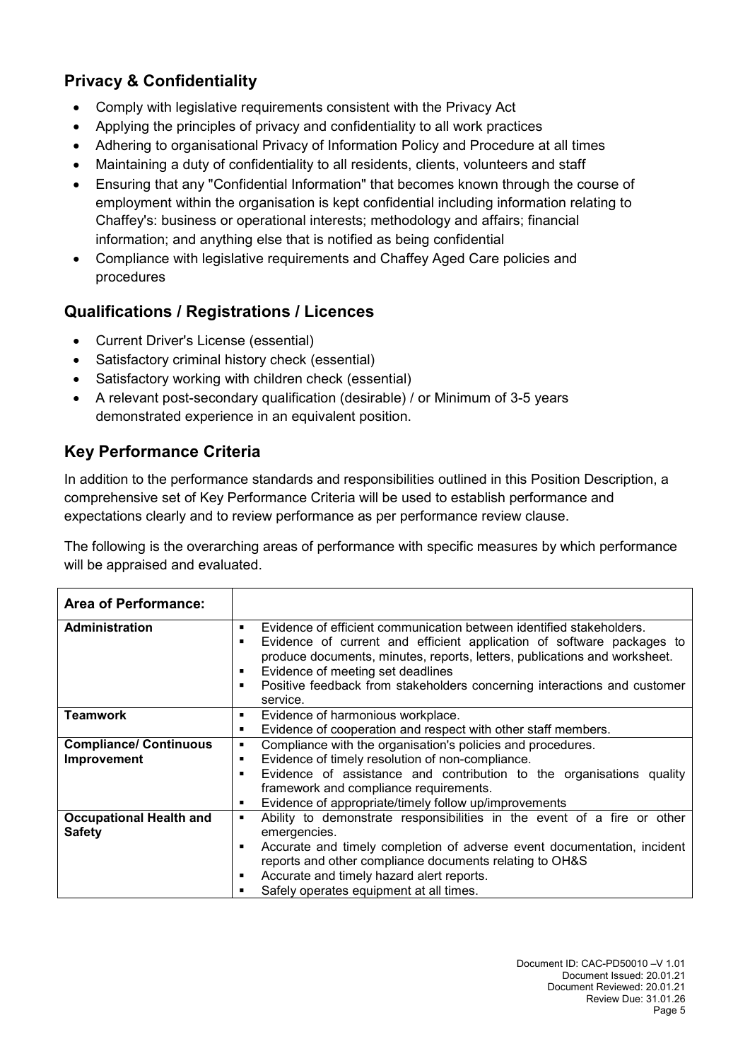## Privacy & Confidentiality

- Comply with legislative requirements consistent with the Privacy Act
- Applying the principles of privacy and confidentiality to all work practices
- Adhering to organisational Privacy of Information Policy and Procedure at all times
- Maintaining a duty of confidentiality to all residents, clients, volunteers and staff
- Ensuring that any "Confidential Information" that becomes known through the course of employment within the organisation is kept confidential including information relating to Chaffey's: business or operational interests; methodology and affairs; financial information; and anything else that is notified as being confidential
- Compliance with legislative requirements and Chaffey Aged Care policies and procedures

## Qualifications / Registrations / Licences

- Current Driver's License (essential)
- Satisfactory criminal history check (essential)
- Satisfactory working with children check (essential)
- A relevant post-secondary qualification (desirable) / or Minimum of 3-5 years demonstrated experience in an equivalent position.

## Key Performance Criteria

In addition to the performance standards and responsibilities outlined in this Position Description, a comprehensive set of Key Performance Criteria will be used to establish performance and expectations clearly and to review performance as per performance review clause.

The following is the overarching areas of performance with specific measures by which performance will be appraised and evaluated.

| **Area of Performance:** | |
|---|---|
| **Administration** | ▪ Evidence of efficient communication between identified stakeholders.<br>▪ Evidence of current and efficient application of software packages to produce documents, minutes, reports, letters, publications and worksheet.<br>▪ Evidence of meeting set deadlines<br>▪ Positive feedback from stakeholders concerning interactions and customer service. |
| **Teamwork** | ▪ Evidence of harmonious workplace.<br>▪ Evidence of cooperation and respect with other staff members. |
| **Compliance/ Continuous Improvement** | ▪ Compliance with the organisation's policies and procedures.<br>▪ Evidence of timely resolution of non-compliance.<br>▪ Evidence of assistance and contribution to the organisations quality framework and compliance requirements.<br>▪ Evidence of appropriate/timely follow up/improvements |
| **Occupational Health and Safety** | ▪ Ability to demonstrate responsibilities in the event of a fire or other emergencies.<br>▪ Accurate and timely completion of adverse event documentation, incident reports and other compliance documents relating to OH&S<br>▪ Accurate and timely hazard alert reports.<br>▪ Safely operates equipment at all times. |

Document ID: CAC-PD50010 –V 1.01
Document Issued: 20.01.21
Document Reviewed: 20.01.21
Review Due: 31.01.26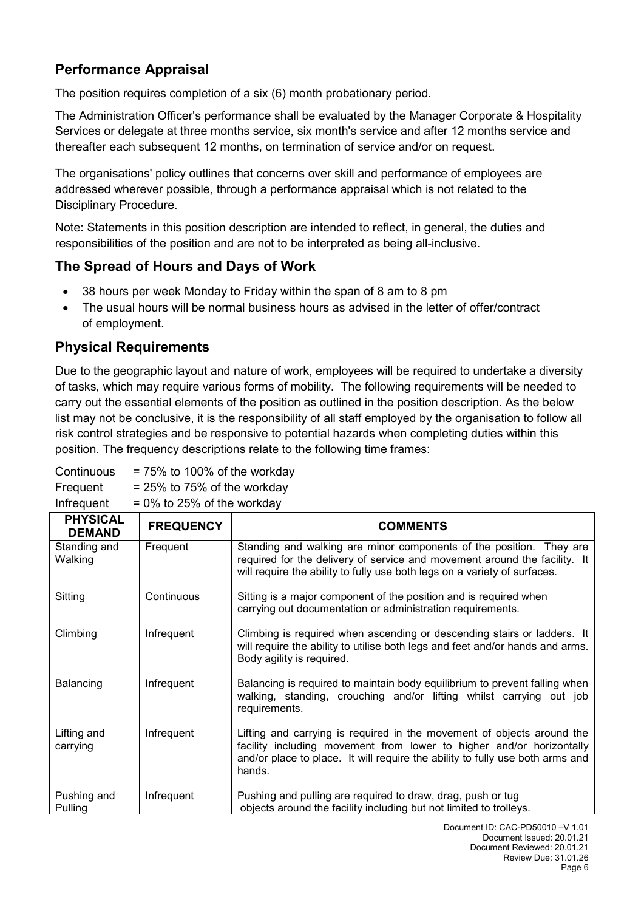## Performance Appraisal

The position requires completion of a six (6) month probationary period.

The Administration Officer's performance shall be evaluated by the Manager Corporate & Hospitality Services or delegate at three months service, six month's service and after 12 months service and thereafter each subsequent 12 months, on termination of service and/or on request.

The organisations' policy outlines that concerns over skill and performance of employees are addressed wherever possible, through a performance appraisal which is not related to the Disciplinary Procedure.

Note: Statements in this position description are intended to reflect, in general, the duties and responsibilities of the position and are not to be interpreted as being all-inclusive.

## The Spread of Hours and Days of Work

- 38 hours per week Monday to Friday within the span of 8 am to 8 pm
- The usual hours will be normal business hours as advised in the letter of offer/contract of employment.

## Physical Requirements

Due to the geographic layout and nature of work, employees will be required to undertake a diversity of tasks, which may require various forms of mobility. The following requirements will be needed to carry out the essential elements of the position as outlined in the position description. As the below list may not be conclusive, it is the responsibility of all staff employed by the organisation to follow all risk control strategies and be responsive to potential hazards when completing duties within this position. The frequency descriptions relate to the following time frames:

Continuous = 75% to 100% of the workday
Frequent = 25% to 75% of the workday
Infrequent = 0% to 25% of the workday

| PHYSICAL DEMAND | FREQUENCY | COMMENTS |
|---|---|---|
| Standing and Walking | Frequent | Standing and walking are minor components of the position. They are required for the delivery of service and movement around the facility. It will require the ability to fully use both legs on a variety of surfaces. |
| Sitting | Continuous | Sitting is a major component of the position and is required when carrying out documentation or administration requirements. |
| Climbing | Infrequent | Climbing is required when ascending or descending stairs or ladders. It will require the ability to utilise both legs and feet and/or hands and arms. Body agility is required. |
| Balancing | Infrequent | Balancing is required to maintain body equilibrium to prevent falling when walking, standing, crouching and/or lifting whilst carrying out job requirements. |
| Lifting and carrying | Infrequent | Lifting and carrying is required in the movement of objects around the facility including movement from lower to higher and/or horizontally and/or place to place. It will require the ability to fully use both arms and hands. |
| Pushing and Pulling | Infrequent | Pushing and pulling are required to draw, drag, push or tug objects around the facility including but not limited to trolleys. |

Document ID: CAC-PD50010 –V 1.01
Document Issued: 20.01.21
Document Reviewed: 20.01.21
Review Due: 31.01.26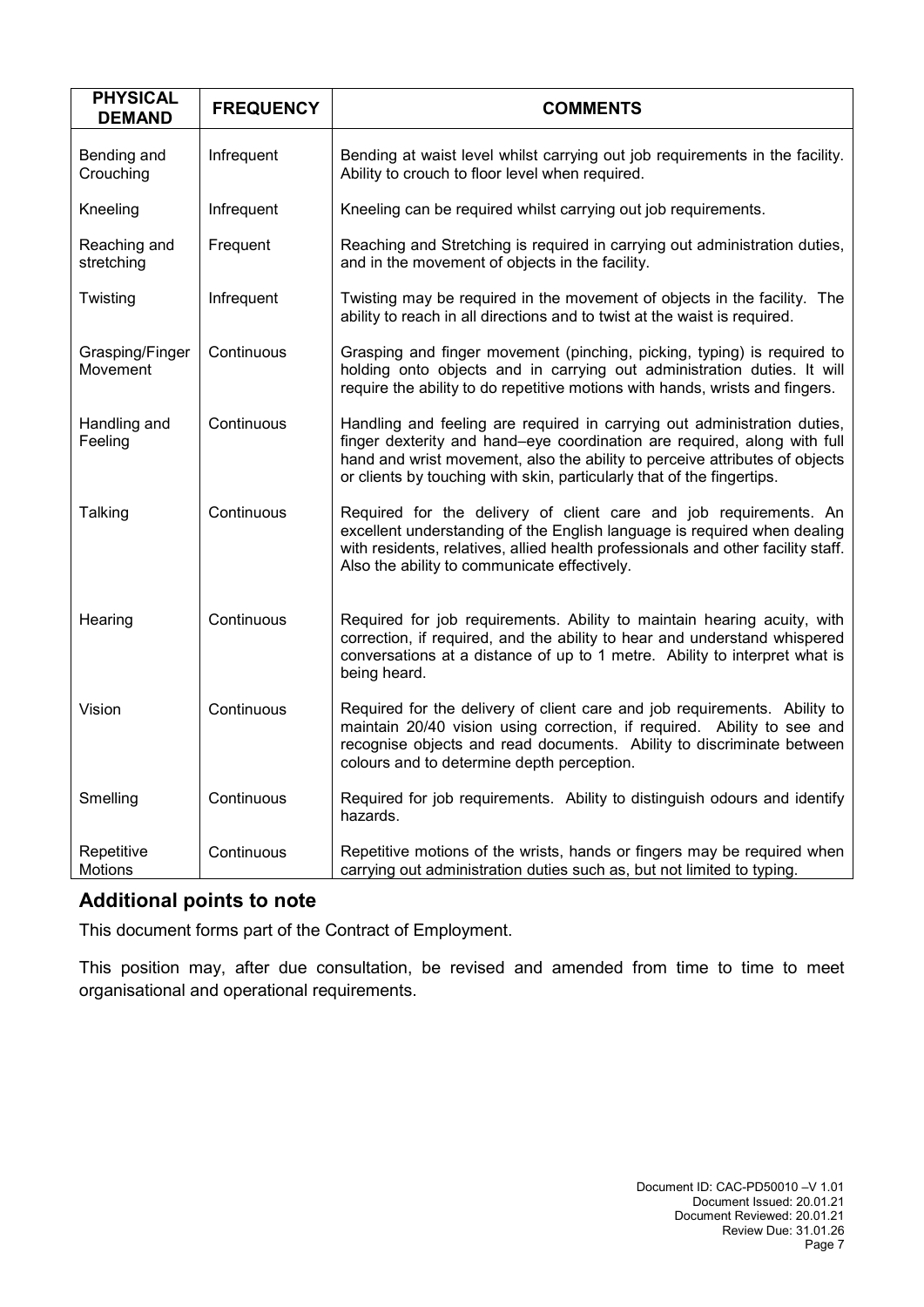| PHYSICAL DEMAND | FREQUENCY | COMMENTS |
|---|---|---|
| Bending and Crouching | Infrequent | Bending at waist level whilst carrying out job requirements in the facility. Ability to crouch to floor level when required. |
| Kneeling | Infrequent | Kneeling can be required whilst carrying out job requirements. |
| Reaching and stretching | Frequent | Reaching and Stretching is required in carrying out administration duties, and in the movement of objects in the facility. |
| Twisting | Infrequent | Twisting may be required in the movement of objects in the facility. The ability to reach in all directions and to twist at the waist is required. |
| Grasping/Finger Movement | Continuous | Grasping and finger movement (pinching, picking, typing) is required to holding onto objects and in carrying out administration duties. It will require the ability to do repetitive motions with hands, wrists and fingers. |
| Handling and Feeling | Continuous | Handling and feeling are required in carrying out administration duties, finger dexterity and hand–eye coordination are required, along with full hand and wrist movement, also the ability to perceive attributes of objects or clients by touching with skin, particularly that of the fingertips. |
| Talking | Continuous | Required for the delivery of client care and job requirements. An excellent understanding of the English language is required when dealing with residents, relatives, allied health professionals and other facility staff. Also the ability to communicate effectively. |
| Hearing | Continuous | Required for job requirements. Ability to maintain hearing acuity, with correction, if required, and the ability to hear and understand whispered conversations at a distance of up to 1 metre. Ability to interpret what is being heard. |
| Vision | Continuous | Required for the delivery of client care and job requirements. Ability to maintain 20/40 vision using correction, if required. Ability to see and recognise objects and read documents. Ability to discriminate between colours and to determine depth perception. |
| Smelling | Continuous | Required for job requirements. Ability to distinguish odours and identify hazards. |
| Repetitive Motions | Continuous | Repetitive motions of the wrists, hands or fingers may be required when carrying out administration duties such as, but not limited to typing. |

## Additional points to note

This document forms part of the Contract of Employment.

This position may, after due consultation, be revised and amended from time to time to meet organisational and operational requirements.

Document ID: CAC-PD50010 –V 1.01
Document Issued: 20.01.21
Document Reviewed: 20.01.21
Review Due: 31.01.26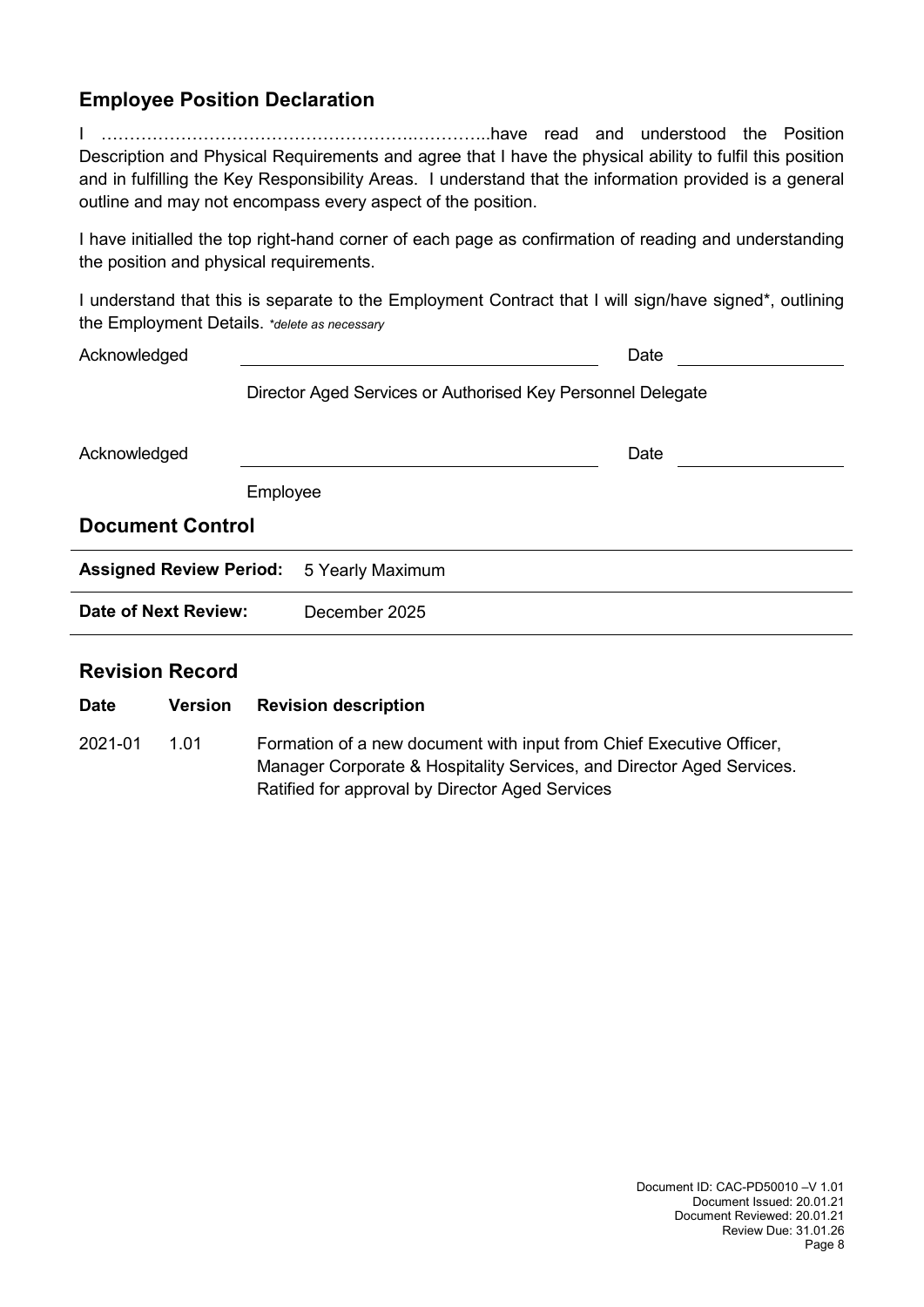## Employee Position Declaration

I ……………………………………………….…………..have read and understood the Position Description and Physical Requirements and agree that I have the physical ability to fulfil this position and in fulfilling the Key Responsibility Areas. I understand that the information provided is a general outline and may not encompass every aspect of the position.

I have initialled the top right-hand corner of each page as confirmation of reading and understanding the position and physical requirements.

I understand that this is separate to the Employment Contract that I will sign/have signed*, outlining the Employment Details. *\*delete as necessary*

Acknowledged ______________________________ Date ______________

Director Aged Services or Authorised Key Personnel Delegate

Acknowledged ______________________________ Date ______________

Employee

## Document Control

| | |
|---|---|
| **Assigned Review Period:** | 5 Yearly Maximum |
| **Date of Next Review:** | December 2025 |

## Revision Record

| Date | Version | Revision description |
|---|---|---|
| 2021-01 | 1.01 | Formation of a new document with input from Chief Executive Officer, Manager Corporate & Hospitality Services, and Director Aged Services. Ratified for approval by Director Aged Services |

Document ID: CAC-PD50010 –V 1.01
Document Issued: 20.01.21
Document Reviewed: 20.01.21
Review Due: 31.01.26